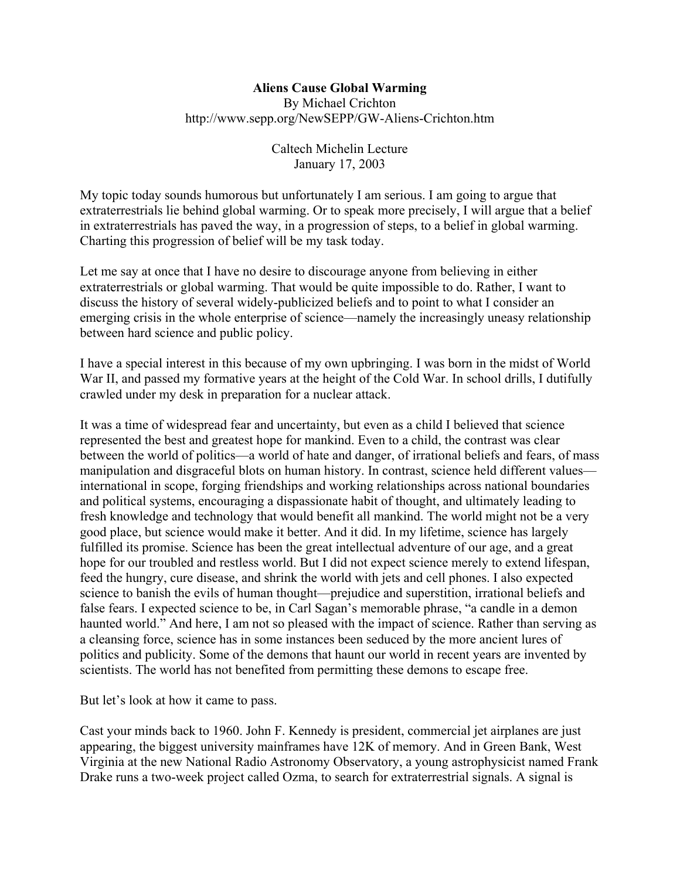# Aliens Cause Global Warming

By Michael Crichton
http://www.sepp.org/NewSEPP/GW-Aliens-Crichton.htm

Caltech Michelin Lecture
January 17, 2003

My topic today sounds humorous but unfortunately I am serious. I am going to argue that extraterrestrials lie behind global warming. Or to speak more precisely, I will argue that a belief in extraterrestrials has paved the way, in a progression of steps, to a belief in global warming. Charting this progression of belief will be my task today.

Let me say at once that I have no desire to discourage anyone from believing in either extraterrestrials or global warming. That would be quite impossible to do. Rather, I want to discuss the history of several widely-publicized beliefs and to point to what I consider an emerging crisis in the whole enterprise of science—namely the increasingly uneasy relationship between hard science and public policy.

I have a special interest in this because of my own upbringing. I was born in the midst of World War II, and passed my formative years at the height of the Cold War. In school drills, I dutifully crawled under my desk in preparation for a nuclear attack.

It was a time of widespread fear and uncertainty, but even as a child I believed that science represented the best and greatest hope for mankind. Even to a child, the contrast was clear between the world of politics—a world of hate and danger, of irrational beliefs and fears, of mass manipulation and disgraceful blots on human history. In contrast, science held different values—international in scope, forging friendships and working relationships across national boundaries and political systems, encouraging a dispassionate habit of thought, and ultimately leading to fresh knowledge and technology that would benefit all mankind. The world might not be a very good place, but science would make it better. And it did. In my lifetime, science has largely fulfilled its promise. Science has been the great intellectual adventure of our age, and a great hope for our troubled and restless world. But I did not expect science merely to extend lifespan, feed the hungry, cure disease, and shrink the world with jets and cell phones. I also expected science to banish the evils of human thought—prejudice and superstition, irrational beliefs and false fears. I expected science to be, in Carl Sagan's memorable phrase, "a candle in a demon haunted world." And here, I am not so pleased with the impact of science. Rather than serving as a cleansing force, science has in some instances been seduced by the more ancient lures of politics and publicity. Some of the demons that haunt our world in recent years are invented by scientists. The world has not benefited from permitting these demons to escape free.

But let's look at how it came to pass.

Cast your minds back to 1960. John F. Kennedy is president, commercial jet airplanes are just appearing, the biggest university mainframes have 12K of memory. And in Green Bank, West Virginia at the new National Radio Astronomy Observatory, a young astrophysicist named Frank Drake runs a two-week project called Ozma, to search for extraterrestrial signals. A signal is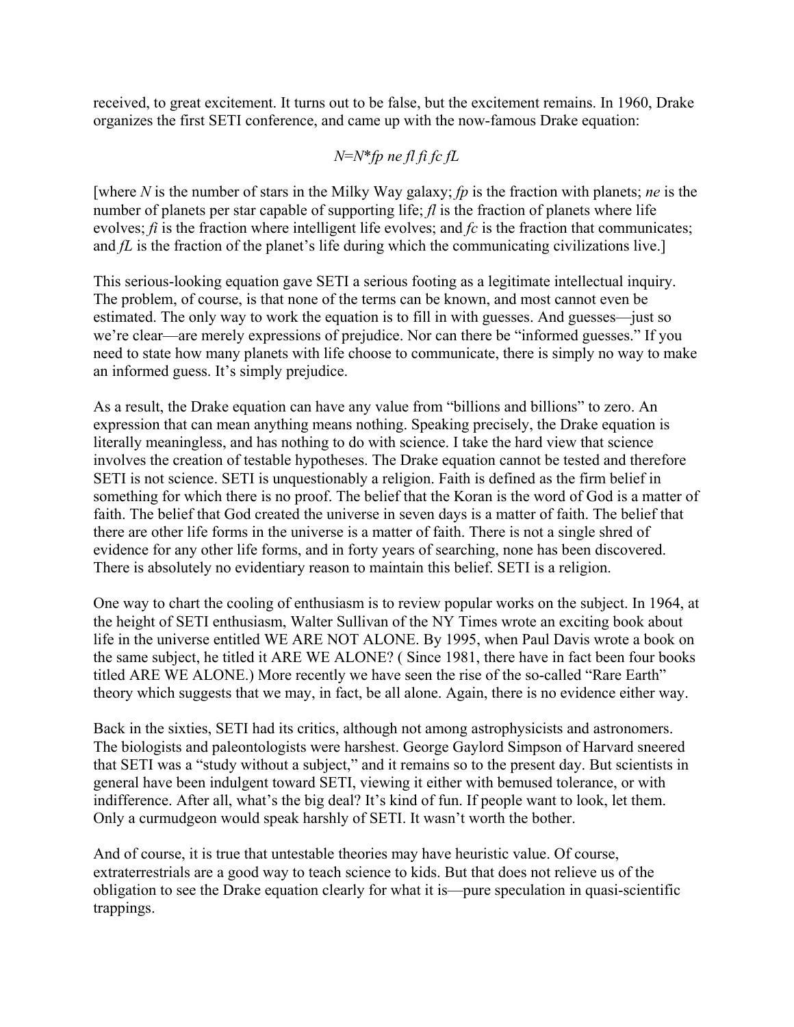received, to great excitement. It turns out to be false, but the excitement remains. In 1960, Drake organizes the first SETI conference, and came up with the now-famous Drake equation:

$$N=N^{*}fp\ ne\ fl\ fi\ fc\ fL$$

[where *N* is the number of stars in the Milky Way galaxy; *fp* is the fraction with planets; *ne* is the number of planets per star capable of supporting life; *fl* is the fraction of planets where life evolves; *fi* is the fraction where intelligent life evolves; and *fc* is the fraction that communicates; and *fL* is the fraction of the planet's life during which the communicating civilizations live.]

This serious-looking equation gave SETI a serious footing as a legitimate intellectual inquiry. The problem, of course, is that none of the terms can be known, and most cannot even be estimated. The only way to work the equation is to fill in with guesses. And guesses—just so we're clear—are merely expressions of prejudice. Nor can there be "informed guesses." If you need to state how many planets with life choose to communicate, there is simply no way to make an informed guess. It's simply prejudice.

As a result, the Drake equation can have any value from "billions and billions" to zero. An expression that can mean anything means nothing. Speaking precisely, the Drake equation is literally meaningless, and has nothing to do with science. I take the hard view that science involves the creation of testable hypotheses. The Drake equation cannot be tested and therefore SETI is not science. SETI is unquestionably a religion. Faith is defined as the firm belief in something for which there is no proof. The belief that the Koran is the word of God is a matter of faith. The belief that God created the universe in seven days is a matter of faith. The belief that there are other life forms in the universe is a matter of faith. There is not a single shred of evidence for any other life forms, and in forty years of searching, none has been discovered. There is absolutely no evidentiary reason to maintain this belief. SETI is a religion.

One way to chart the cooling of enthusiasm is to review popular works on the subject. In 1964, at the height of SETI enthusiasm, Walter Sullivan of the NY Times wrote an exciting book about life in the universe entitled WE ARE NOT ALONE. By 1995, when Paul Davis wrote a book on the same subject, he titled it ARE WE ALONE? ( Since 1981, there have in fact been four books titled ARE WE ALONE.) More recently we have seen the rise of the so-called "Rare Earth" theory which suggests that we may, in fact, be all alone. Again, there is no evidence either way.

Back in the sixties, SETI had its critics, although not among astrophysicists and astronomers. The biologists and paleontologists were harshest. George Gaylord Simpson of Harvard sneered that SETI was a "study without a subject," and it remains so to the present day. But scientists in general have been indulgent toward SETI, viewing it either with bemused tolerance, or with indifference. After all, what's the big deal? It's kind of fun. If people want to look, let them. Only a curmudgeon would speak harshly of SETI. It wasn't worth the bother.

And of course, it is true that untestable theories may have heuristic value. Of course, extraterrestrials are a good way to teach science to kids. But that does not relieve us of the obligation to see the Drake equation clearly for what it is—pure speculation in quasi-scientific trappings.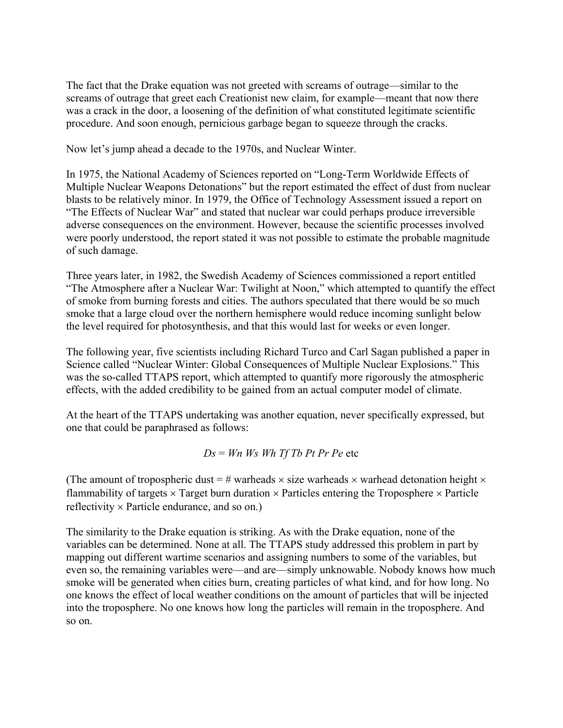The fact that the Drake equation was not greeted with screams of outrage—similar to the screams of outrage that greet each Creationist new claim, for example—meant that now there was a crack in the door, a loosening of the definition of what constituted legitimate scientific procedure. And soon enough, pernicious garbage began to squeeze through the cracks.

Now let's jump ahead a decade to the 1970s, and Nuclear Winter.

In 1975, the National Academy of Sciences reported on "Long-Term Worldwide Effects of Multiple Nuclear Weapons Detonations" but the report estimated the effect of dust from nuclear blasts to be relatively minor. In 1979, the Office of Technology Assessment issued a report on "The Effects of Nuclear War" and stated that nuclear war could perhaps produce irreversible adverse consequences on the environment. However, because the scientific processes involved were poorly understood, the report stated it was not possible to estimate the probable magnitude of such damage.

Three years later, in 1982, the Swedish Academy of Sciences commissioned a report entitled "The Atmosphere after a Nuclear War: Twilight at Noon," which attempted to quantify the effect of smoke from burning forests and cities. The authors speculated that there would be so much smoke that a large cloud over the northern hemisphere would reduce incoming sunlight below the level required for photosynthesis, and that this would last for weeks or even longer.

The following year, five scientists including Richard Turco and Carl Sagan published a paper in Science called "Nuclear Winter: Global Consequences of Multiple Nuclear Explosions." This was the so-called TTAPS report, which attempted to quantify more rigorously the atmospheric effects, with the added credibility to be gained from an actual computer model of climate.

At the heart of the TTAPS undertaking was another equation, never specifically expressed, but one that could be paraphrased as follows:

$$Ds = Wn\ Ws\ Wh\ Tf\ Tb\ Pt\ Pr\ Pe \text{ etc}$$

(The amount of tropospheric dust = # warheads × size warheads × warhead detonation height × flammability of targets × Target burn duration × Particles entering the Troposphere × Particle reflectivity × Particle endurance, and so on.)

The similarity to the Drake equation is striking. As with the Drake equation, none of the variables can be determined. None at all. The TTAPS study addressed this problem in part by mapping out different wartime scenarios and assigning numbers to some of the variables, but even so, the remaining variables were—and are—simply unknowable. Nobody knows how much smoke will be generated when cities burn, creating particles of what kind, and for how long. No one knows the effect of local weather conditions on the amount of particles that will be injected into the troposphere. No one knows how long the particles will remain in the troposphere. And so on.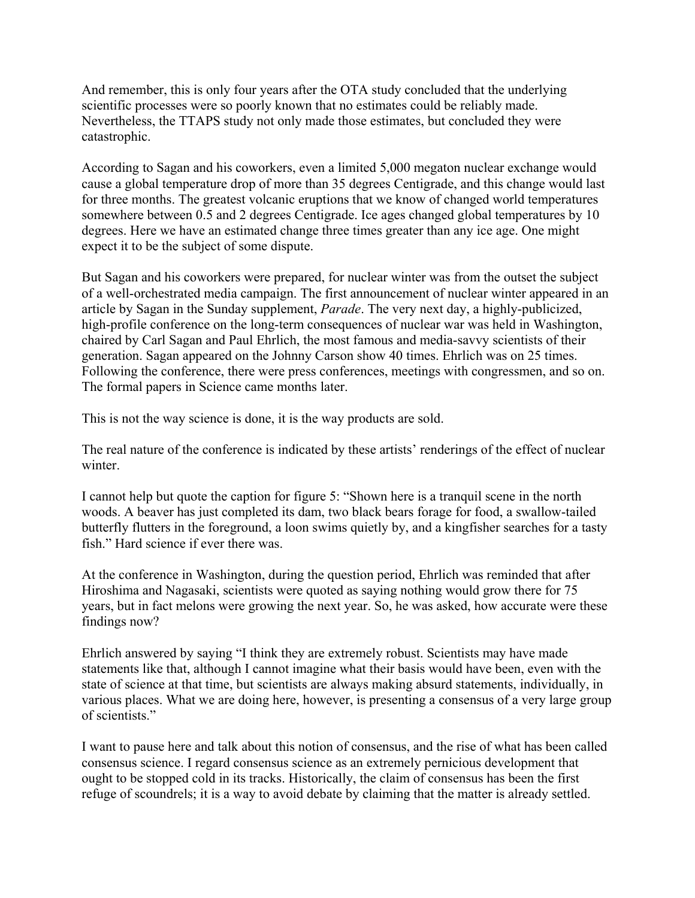And remember, this is only four years after the OTA study concluded that the underlying scientific processes were so poorly known that no estimates could be reliably made. Nevertheless, the TTAPS study not only made those estimates, but concluded they were catastrophic.

According to Sagan and his coworkers, even a limited 5,000 megaton nuclear exchange would cause a global temperature drop of more than 35 degrees Centigrade, and this change would last for three months. The greatest volcanic eruptions that we know of changed world temperatures somewhere between 0.5 and 2 degrees Centigrade. Ice ages changed global temperatures by 10 degrees. Here we have an estimated change three times greater than any ice age. One might expect it to be the subject of some dispute.

But Sagan and his coworkers were prepared, for nuclear winter was from the outset the subject of a well-orchestrated media campaign. The first announcement of nuclear winter appeared in an article by Sagan in the Sunday supplement, *Parade*. The very next day, a highly-publicized, high-profile conference on the long-term consequences of nuclear war was held in Washington, chaired by Carl Sagan and Paul Ehrlich, the most famous and media-savvy scientists of their generation. Sagan appeared on the Johnny Carson show 40 times. Ehrlich was on 25 times. Following the conference, there were press conferences, meetings with congressmen, and so on. The formal papers in Science came months later.

This is not the way science is done, it is the way products are sold.

The real nature of the conference is indicated by these artists' renderings of the effect of nuclear winter.

I cannot help but quote the caption for figure 5: "Shown here is a tranquil scene in the north woods. A beaver has just completed its dam, two black bears forage for food, a swallow-tailed butterfly flutters in the foreground, a loon swims quietly by, and a kingfisher searches for a tasty fish." Hard science if ever there was.

At the conference in Washington, during the question period, Ehrlich was reminded that after Hiroshima and Nagasaki, scientists were quoted as saying nothing would grow there for 75 years, but in fact melons were growing the next year. So, he was asked, how accurate were these findings now?

Ehrlich answered by saying "I think they are extremely robust. Scientists may have made statements like that, although I cannot imagine what their basis would have been, even with the state of science at that time, but scientists are always making absurd statements, individually, in various places. What we are doing here, however, is presenting a consensus of a very large group of scientists."

I want to pause here and talk about this notion of consensus, and the rise of what has been called consensus science. I regard consensus science as an extremely pernicious development that ought to be stopped cold in its tracks. Historically, the claim of consensus has been the first refuge of scoundrels; it is a way to avoid debate by claiming that the matter is already settled.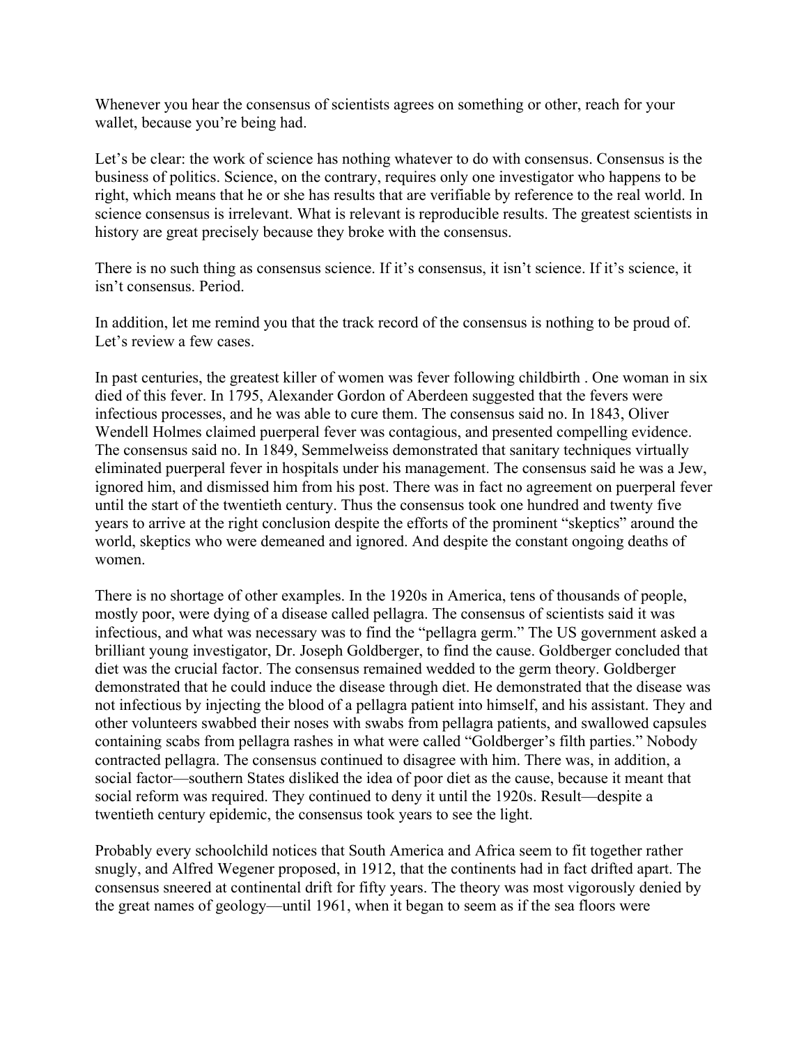Whenever you hear the consensus of scientists agrees on something or other, reach for your wallet, because you're being had.

Let's be clear: the work of science has nothing whatever to do with consensus. Consensus is the business of politics. Science, on the contrary, requires only one investigator who happens to be right, which means that he or she has results that are verifiable by reference to the real world. In science consensus is irrelevant. What is relevant is reproducible results. The greatest scientists in history are great precisely because they broke with the consensus.

There is no such thing as consensus science. If it's consensus, it isn't science. If it's science, it isn't consensus. Period.

In addition, let me remind you that the track record of the consensus is nothing to be proud of. Let's review a few cases.

In past centuries, the greatest killer of women was fever following childbirth . One woman in six died of this fever. In 1795, Alexander Gordon of Aberdeen suggested that the fevers were infectious processes, and he was able to cure them. The consensus said no. In 1843, Oliver Wendell Holmes claimed puerperal fever was contagious, and presented compelling evidence. The consensus said no. In 1849, Semmelweiss demonstrated that sanitary techniques virtually eliminated puerperal fever in hospitals under his management. The consensus said he was a Jew, ignored him, and dismissed him from his post. There was in fact no agreement on puerperal fever until the start of the twentieth century. Thus the consensus took one hundred and twenty five years to arrive at the right conclusion despite the efforts of the prominent "skeptics" around the world, skeptics who were demeaned and ignored. And despite the constant ongoing deaths of women.

There is no shortage of other examples. In the 1920s in America, tens of thousands of people, mostly poor, were dying of a disease called pellagra. The consensus of scientists said it was infectious, and what was necessary was to find the "pellagra germ." The US government asked a brilliant young investigator, Dr. Joseph Goldberger, to find the cause. Goldberger concluded that diet was the crucial factor. The consensus remained wedded to the germ theory. Goldberger demonstrated that he could induce the disease through diet. He demonstrated that the disease was not infectious by injecting the blood of a pellagra patient into himself, and his assistant. They and other volunteers swabbed their noses with swabs from pellagra patients, and swallowed capsules containing scabs from pellagra rashes in what were called "Goldberger's filth parties." Nobody contracted pellagra. The consensus continued to disagree with him. There was, in addition, a social factor—southern States disliked the idea of poor diet as the cause, because it meant that social reform was required. They continued to deny it until the 1920s. Result—despite a twentieth century epidemic, the consensus took years to see the light.

Probably every schoolchild notices that South America and Africa seem to fit together rather snugly, and Alfred Wegener proposed, in 1912, that the continents had in fact drifted apart. The consensus sneered at continental drift for fifty years. The theory was most vigorously denied by the great names of geology—until 1961, when it began to seem as if the sea floors were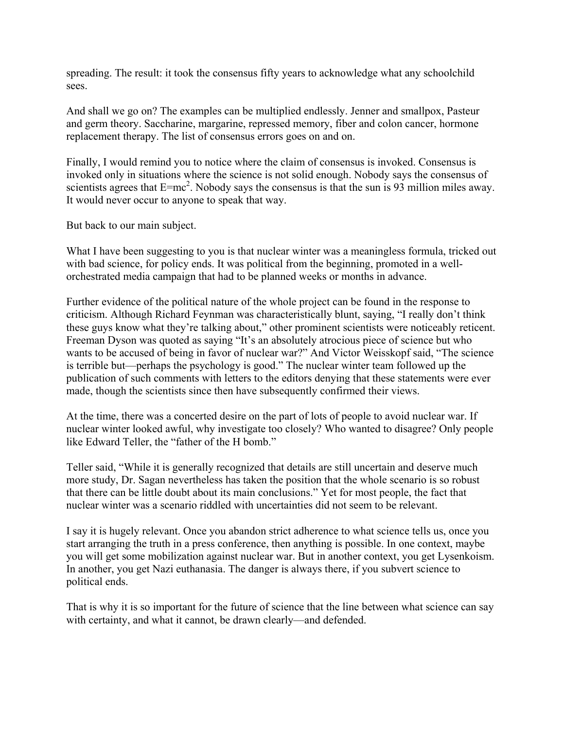spreading. The result: it took the consensus fifty years to acknowledge what any schoolchild sees.

And shall we go on? The examples can be multiplied endlessly. Jenner and smallpox, Pasteur and germ theory. Saccharine, margarine, repressed memory, fiber and colon cancer, hormone replacement therapy. The list of consensus errors goes on and on.

Finally, I would remind you to notice where the claim of consensus is invoked. Consensus is invoked only in situations where the science is not solid enough. Nobody says the consensus of scientists agrees that $E=mc^2$. Nobody says the consensus is that the sun is 93 million miles away. It would never occur to anyone to speak that way.

But back to our main subject.

What I have been suggesting to you is that nuclear winter was a meaningless formula, tricked out with bad science, for policy ends. It was political from the beginning, promoted in a well-orchestrated media campaign that had to be planned weeks or months in advance.

Further evidence of the political nature of the whole project can be found in the response to criticism. Although Richard Feynman was characteristically blunt, saying, "I really don't think these guys know what they're talking about," other prominent scientists were noticeably reticent. Freeman Dyson was quoted as saying "It's an absolutely atrocious piece of science but who wants to be accused of being in favor of nuclear war?" And Victor Weisskopf said, "The science is terrible but—perhaps the psychology is good." The nuclear winter team followed up the publication of such comments with letters to the editors denying that these statements were ever made, though the scientists since then have subsequently confirmed their views.

At the time, there was a concerted desire on the part of lots of people to avoid nuclear war. If nuclear winter looked awful, why investigate too closely? Who wanted to disagree? Only people like Edward Teller, the "father of the H bomb."

Teller said, "While it is generally recognized that details are still uncertain and deserve much more study, Dr. Sagan nevertheless has taken the position that the whole scenario is so robust that there can be little doubt about its main conclusions." Yet for most people, the fact that nuclear winter was a scenario riddled with uncertainties did not seem to be relevant.

I say it is hugely relevant. Once you abandon strict adherence to what science tells us, once you start arranging the truth in a press conference, then anything is possible. In one context, maybe you will get some mobilization against nuclear war. But in another context, you get Lysenkoism. In another, you get Nazi euthanasia. The danger is always there, if you subvert science to political ends.

That is why it is so important for the future of science that the line between what science can say with certainty, and what it cannot, be drawn clearly—and defended.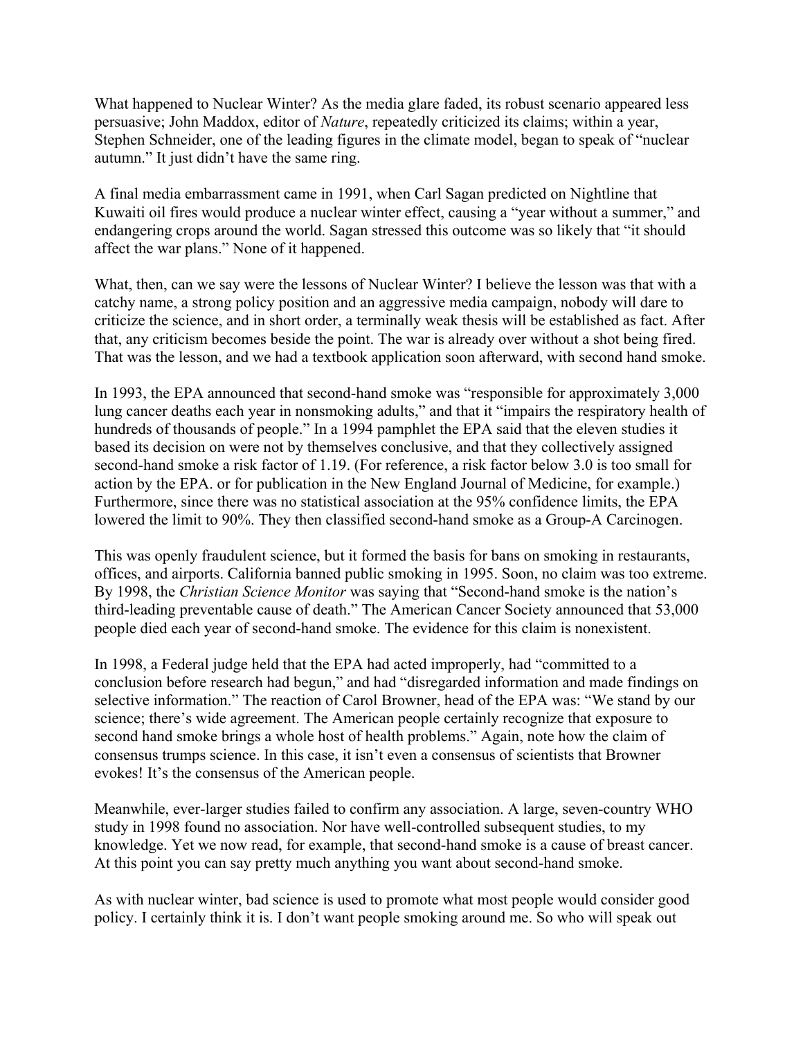What happened to Nuclear Winter? As the media glare faded, its robust scenario appeared less persuasive; John Maddox, editor of *Nature*, repeatedly criticized its claims; within a year, Stephen Schneider, one of the leading figures in the climate model, began to speak of "nuclear autumn." It just didn't have the same ring.

A final media embarrassment came in 1991, when Carl Sagan predicted on Nightline that Kuwaiti oil fires would produce a nuclear winter effect, causing a "year without a summer," and endangering crops around the world. Sagan stressed this outcome was so likely that "it should affect the war plans." None of it happened.

What, then, can we say were the lessons of Nuclear Winter? I believe the lesson was that with a catchy name, a strong policy position and an aggressive media campaign, nobody will dare to criticize the science, and in short order, a terminally weak thesis will be established as fact. After that, any criticism becomes beside the point. The war is already over without a shot being fired. That was the lesson, and we had a textbook application soon afterward, with second hand smoke.

In 1993, the EPA announced that second-hand smoke was "responsible for approximately 3,000 lung cancer deaths each year in nonsmoking adults," and that it "impairs the respiratory health of hundreds of thousands of people." In a 1994 pamphlet the EPA said that the eleven studies it based its decision on were not by themselves conclusive, and that they collectively assigned second-hand smoke a risk factor of 1.19. (For reference, a risk factor below 3.0 is too small for action by the EPA. or for publication in the New England Journal of Medicine, for example.) Furthermore, since there was no statistical association at the 95% confidence limits, the EPA lowered the limit to 90%. They then classified second-hand smoke as a Group-A Carcinogen.

This was openly fraudulent science, but it formed the basis for bans on smoking in restaurants, offices, and airports. California banned public smoking in 1995. Soon, no claim was too extreme. By 1998, the *Christian Science Monitor* was saying that "Second-hand smoke is the nation's third-leading preventable cause of death." The American Cancer Society announced that 53,000 people died each year of second-hand smoke. The evidence for this claim is nonexistent.

In 1998, a Federal judge held that the EPA had acted improperly, had "committed to a conclusion before research had begun," and had "disregarded information and made findings on selective information." The reaction of Carol Browner, head of the EPA was: "We stand by our science; there's wide agreement. The American people certainly recognize that exposure to second hand smoke brings a whole host of health problems." Again, note how the claim of consensus trumps science. In this case, it isn't even a consensus of scientists that Browner evokes! It's the consensus of the American people.

Meanwhile, ever-larger studies failed to confirm any association. A large, seven-country WHO study in 1998 found no association. Nor have well-controlled subsequent studies, to my knowledge. Yet we now read, for example, that second-hand smoke is a cause of breast cancer. At this point you can say pretty much anything you want about second-hand smoke.

As with nuclear winter, bad science is used to promote what most people would consider good policy. I certainly think it is. I don't want people smoking around me. So who will speak out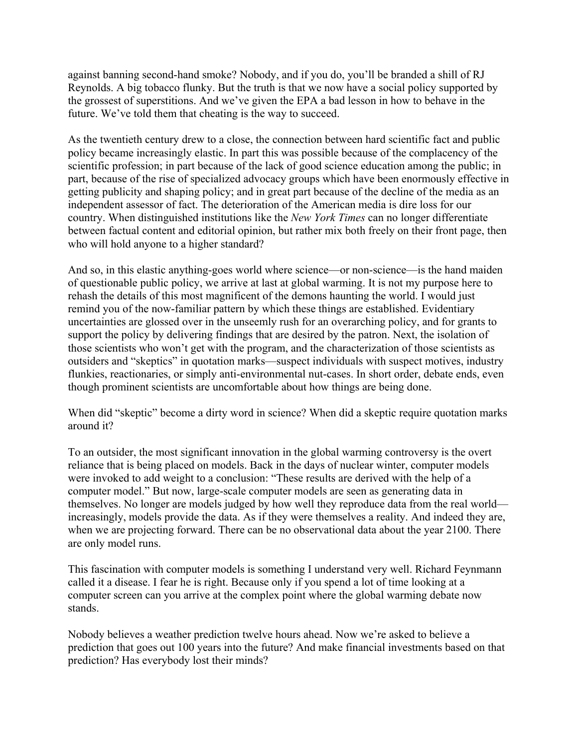against banning second-hand smoke? Nobody, and if you do, you'll be branded a shill of RJ Reynolds. A big tobacco flunky. But the truth is that we now have a social policy supported by the grossest of superstitions. And we've given the EPA a bad lesson in how to behave in the future. We've told them that cheating is the way to succeed.

As the twentieth century drew to a close, the connection between hard scientific fact and public policy became increasingly elastic. In part this was possible because of the complacency of the scientific profession; in part because of the lack of good science education among the public; in part, because of the rise of specialized advocacy groups which have been enormously effective in getting publicity and shaping policy; and in great part because of the decline of the media as an independent assessor of fact. The deterioration of the American media is dire loss for our country. When distinguished institutions like the *New York Times* can no longer differentiate between factual content and editorial opinion, but rather mix both freely on their front page, then who will hold anyone to a higher standard?

And so, in this elastic anything-goes world where science—or non-science—is the hand maiden of questionable public policy, we arrive at last at global warming. It is not my purpose here to rehash the details of this most magnificent of the demons haunting the world. I would just remind you of the now-familiar pattern by which these things are established. Evidentiary uncertainties are glossed over in the unseemly rush for an overarching policy, and for grants to support the policy by delivering findings that are desired by the patron. Next, the isolation of those scientists who won't get with the program, and the characterization of those scientists as outsiders and "skeptics" in quotation marks—suspect individuals with suspect motives, industry flunkies, reactionaries, or simply anti-environmental nut-cases. In short order, debate ends, even though prominent scientists are uncomfortable about how things are being done.

When did "skeptic" become a dirty word in science? When did a skeptic require quotation marks around it?

To an outsider, the most significant innovation in the global warming controversy is the overt reliance that is being placed on models. Back in the days of nuclear winter, computer models were invoked to add weight to a conclusion: "These results are derived with the help of a computer model." But now, large-scale computer models are seen as generating data in themselves. No longer are models judged by how well they reproduce data from the real world—increasingly, models provide the data. As if they were themselves a reality. And indeed they are, when we are projecting forward. There can be no observational data about the year 2100. There are only model runs.

This fascination with computer models is something I understand very well. Richard Feynmann called it a disease. I fear he is right. Because only if you spend a lot of time looking at a computer screen can you arrive at the complex point where the global warming debate now stands.

Nobody believes a weather prediction twelve hours ahead. Now we're asked to believe a prediction that goes out 100 years into the future? And make financial investments based on that prediction? Has everybody lost their minds?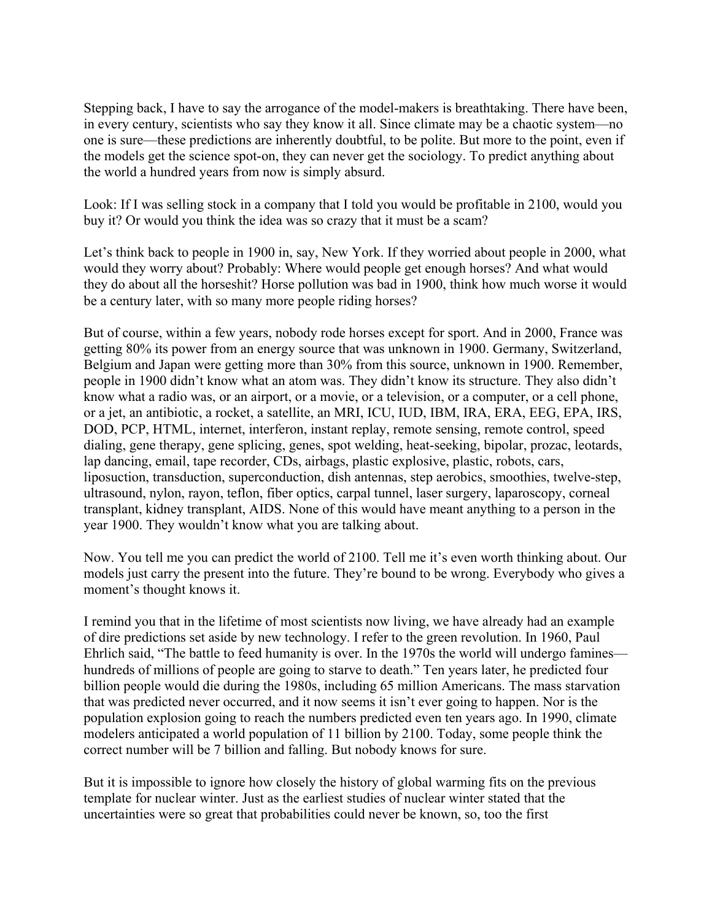Stepping back, I have to say the arrogance of the model-makers is breathtaking. There have been, in every century, scientists who say they know it all. Since climate may be a chaotic system—no one is sure—these predictions are inherently doubtful, to be polite. But more to the point, even if the models get the science spot-on, they can never get the sociology. To predict anything about the world a hundred years from now is simply absurd.

Look: If I was selling stock in a company that I told you would be profitable in 2100, would you buy it? Or would you think the idea was so crazy that it must be a scam?

Let's think back to people in 1900 in, say, New York. If they worried about people in 2000, what would they worry about? Probably: Where would people get enough horses? And what would they do about all the horseshit? Horse pollution was bad in 1900, think how much worse it would be a century later, with so many more people riding horses?

But of course, within a few years, nobody rode horses except for sport. And in 2000, France was getting 80% its power from an energy source that was unknown in 1900. Germany, Switzerland, Belgium and Japan were getting more than 30% from this source, unknown in 1900. Remember, people in 1900 didn't know what an atom was. They didn't know its structure. They also didn't know what a radio was, or an airport, or a movie, or a television, or a computer, or a cell phone, or a jet, an antibiotic, a rocket, a satellite, an MRI, ICU, IUD, IBM, IRA, ERA, EEG, EPA, IRS, DOD, PCP, HTML, internet, interferon, instant replay, remote sensing, remote control, speed dialing, gene therapy, gene splicing, genes, spot welding, heat-seeking, bipolar, prozac, leotards, lap dancing, email, tape recorder, CDs, airbags, plastic explosive, plastic, robots, cars, liposuction, transduction, superconduction, dish antennas, step aerobics, smoothies, twelve-step, ultrasound, nylon, rayon, teflon, fiber optics, carpal tunnel, laser surgery, laparoscopy, corneal transplant, kidney transplant, AIDS. None of this would have meant anything to a person in the year 1900. They wouldn't know what you are talking about.

Now. You tell me you can predict the world of 2100. Tell me it's even worth thinking about. Our models just carry the present into the future. They're bound to be wrong. Everybody who gives a moment's thought knows it.

I remind you that in the lifetime of most scientists now living, we have already had an example of dire predictions set aside by new technology. I refer to the green revolution. In 1960, Paul Ehrlich said, "The battle to feed humanity is over. In the 1970s the world will undergo famines—hundreds of millions of people are going to starve to death." Ten years later, he predicted four billion people would die during the 1980s, including 65 million Americans. The mass starvation that was predicted never occurred, and it now seems it isn't ever going to happen. Nor is the population explosion going to reach the numbers predicted even ten years ago. In 1990, climate modelers anticipated a world population of 11 billion by 2100. Today, some people think the correct number will be 7 billion and falling. But nobody knows for sure.

But it is impossible to ignore how closely the history of global warming fits on the previous template for nuclear winter. Just as the earliest studies of nuclear winter stated that the uncertainties were so great that probabilities could never be known, so, too the first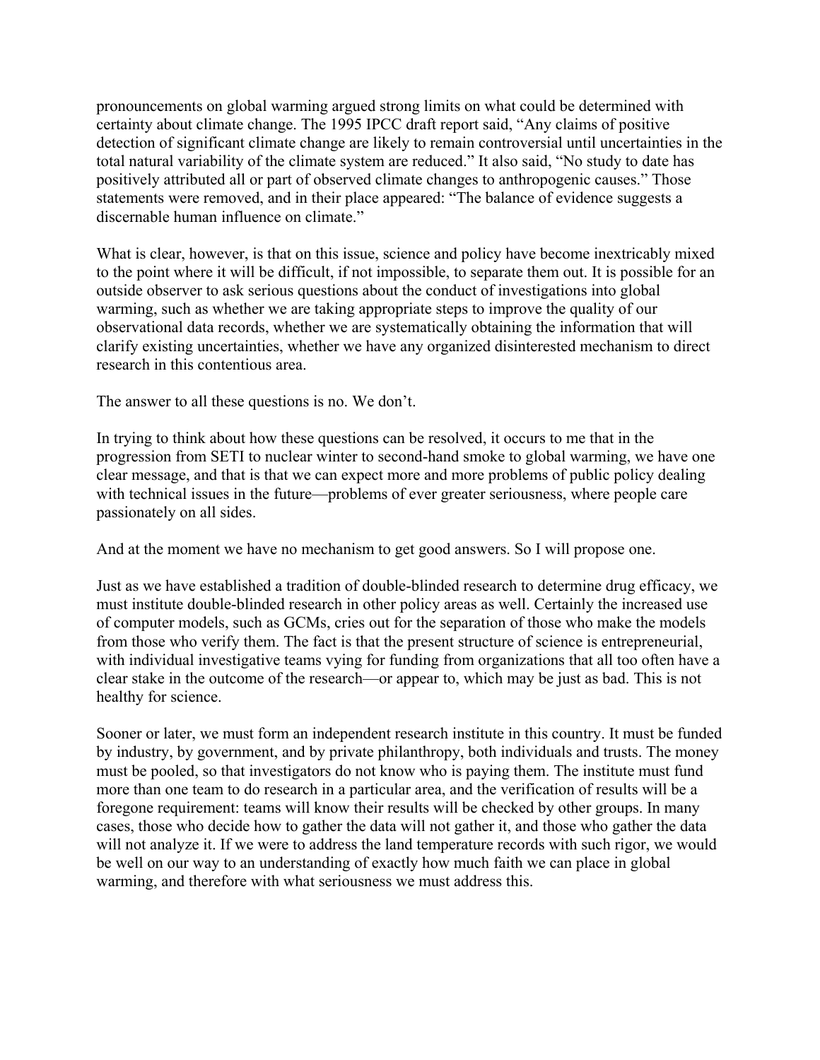pronouncements on global warming argued strong limits on what could be determined with certainty about climate change. The 1995 IPCC draft report said, "Any claims of positive detection of significant climate change are likely to remain controversial until uncertainties in the total natural variability of the climate system are reduced." It also said, "No study to date has positively attributed all or part of observed climate changes to anthropogenic causes." Those statements were removed, and in their place appeared: "The balance of evidence suggests a discernable human influence on climate."

What is clear, however, is that on this issue, science and policy have become inextricably mixed to the point where it will be difficult, if not impossible, to separate them out. It is possible for an outside observer to ask serious questions about the conduct of investigations into global warming, such as whether we are taking appropriate steps to improve the quality of our observational data records, whether we are systematically obtaining the information that will clarify existing uncertainties, whether we have any organized disinterested mechanism to direct research in this contentious area.

The answer to all these questions is no. We don't.

In trying to think about how these questions can be resolved, it occurs to me that in the progression from SETI to nuclear winter to second-hand smoke to global warming, we have one clear message, and that is that we can expect more and more problems of public policy dealing with technical issues in the future—problems of ever greater seriousness, where people care passionately on all sides.

And at the moment we have no mechanism to get good answers. So I will propose one.

Just as we have established a tradition of double-blinded research to determine drug efficacy, we must institute double-blinded research in other policy areas as well. Certainly the increased use of computer models, such as GCMs, cries out for the separation of those who make the models from those who verify them. The fact is that the present structure of science is entrepreneurial, with individual investigative teams vying for funding from organizations that all too often have a clear stake in the outcome of the research—or appear to, which may be just as bad. This is not healthy for science.

Sooner or later, we must form an independent research institute in this country. It must be funded by industry, by government, and by private philanthropy, both individuals and trusts. The money must be pooled, so that investigators do not know who is paying them. The institute must fund more than one team to do research in a particular area, and the verification of results will be a foregone requirement: teams will know their results will be checked by other groups. In many cases, those who decide how to gather the data will not gather it, and those who gather the data will not analyze it. If we were to address the land temperature records with such rigor, we would be well on our way to an understanding of exactly how much faith we can place in global warming, and therefore with what seriousness we must address this.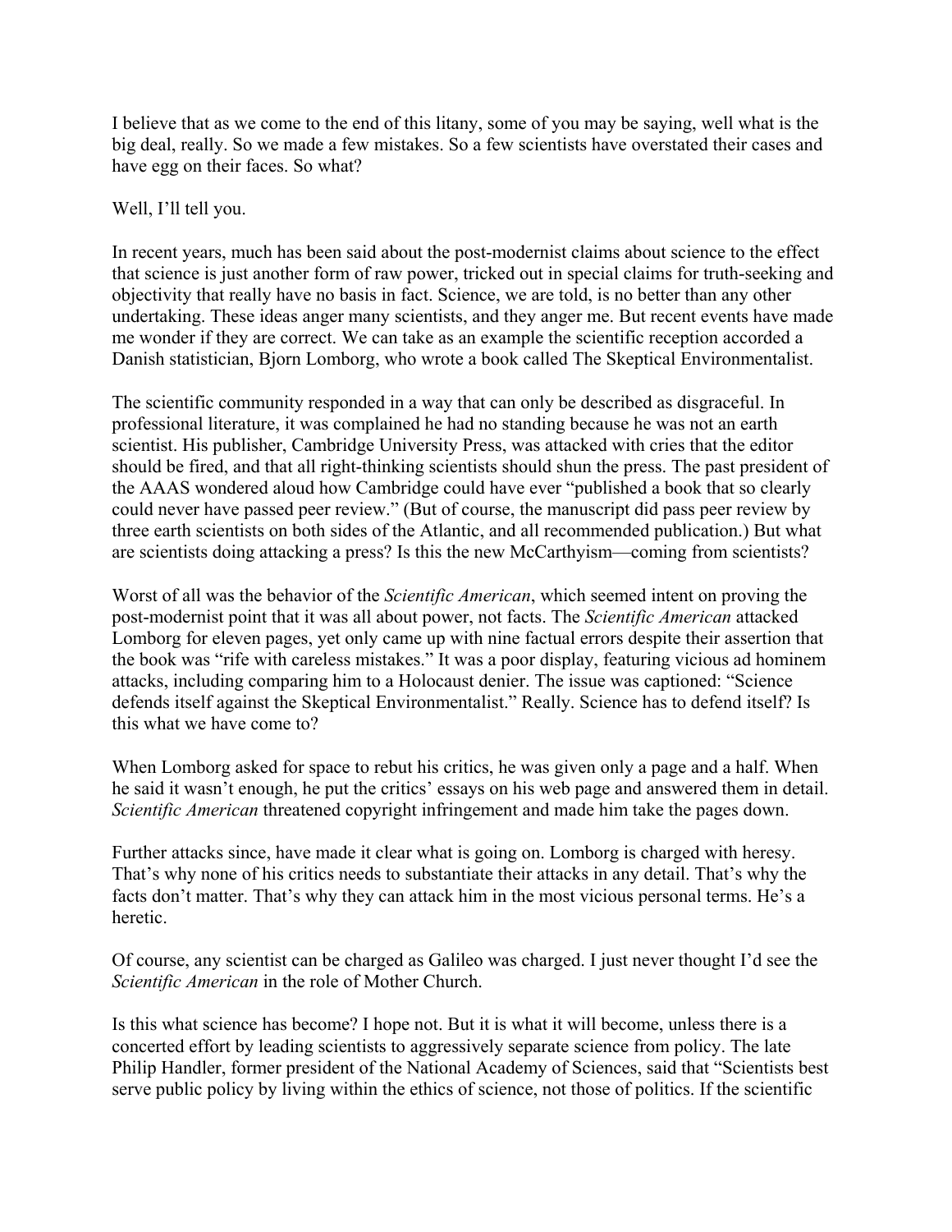I believe that as we come to the end of this litany, some of you may be saying, well what is the big deal, really. So we made a few mistakes. So a few scientists have overstated their cases and have egg on their faces. So what?

Well, I'll tell you.

In recent years, much has been said about the post-modernist claims about science to the effect that science is just another form of raw power, tricked out in special claims for truth-seeking and objectivity that really have no basis in fact. Science, we are told, is no better than any other undertaking. These ideas anger many scientists, and they anger me. But recent events have made me wonder if they are correct. We can take as an example the scientific reception accorded a Danish statistician, Bjorn Lomborg, who wrote a book called The Skeptical Environmentalist.

The scientific community responded in a way that can only be described as disgraceful. In professional literature, it was complained he had no standing because he was not an earth scientist. His publisher, Cambridge University Press, was attacked with cries that the editor should be fired, and that all right-thinking scientists should shun the press. The past president of the AAAS wondered aloud how Cambridge could have ever "published a book that so clearly could never have passed peer review." (But of course, the manuscript did pass peer review by three earth scientists on both sides of the Atlantic, and all recommended publication.) But what are scientists doing attacking a press? Is this the new McCarthyism—coming from scientists?

Worst of all was the behavior of the *Scientific American*, which seemed intent on proving the post-modernist point that it was all about power, not facts. The *Scientific American* attacked Lomborg for eleven pages, yet only came up with nine factual errors despite their assertion that the book was "rife with careless mistakes." It was a poor display, featuring vicious ad hominem attacks, including comparing him to a Holocaust denier. The issue was captioned: "Science defends itself against the Skeptical Environmentalist." Really. Science has to defend itself? Is this what we have come to?

When Lomborg asked for space to rebut his critics, he was given only a page and a half. When he said it wasn't enough, he put the critics' essays on his web page and answered them in detail. *Scientific American* threatened copyright infringement and made him take the pages down.

Further attacks since, have made it clear what is going on. Lomborg is charged with heresy. That's why none of his critics needs to substantiate their attacks in any detail. That's why the facts don't matter. That's why they can attack him in the most vicious personal terms. He's a heretic.

Of course, any scientist can be charged as Galileo was charged. I just never thought I'd see the *Scientific American* in the role of Mother Church.

Is this what science has become? I hope not. But it is what it will become, unless there is a concerted effort by leading scientists to aggressively separate science from policy. The late Philip Handler, former president of the National Academy of Sciences, said that "Scientists best serve public policy by living within the ethics of science, not those of politics. If the scientific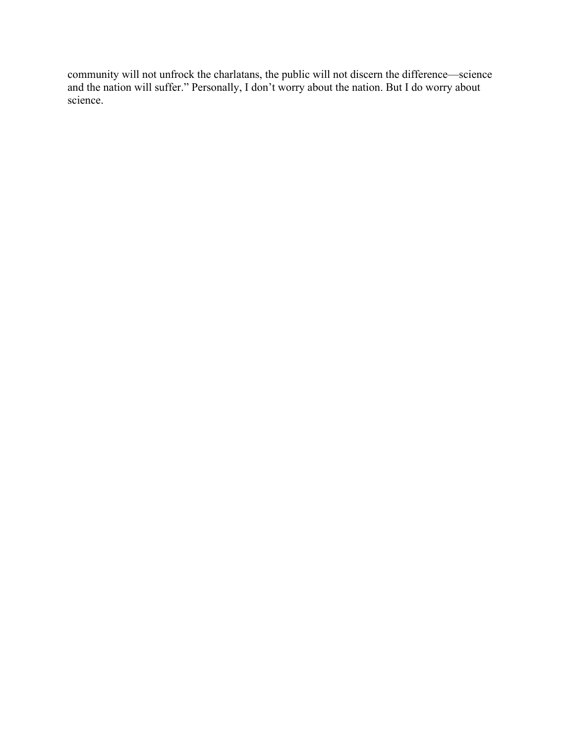community will not unfrock the charlatans, the public will not discern the difference—science and the nation will suffer." Personally, I don't worry about the nation. But I do worry about science.